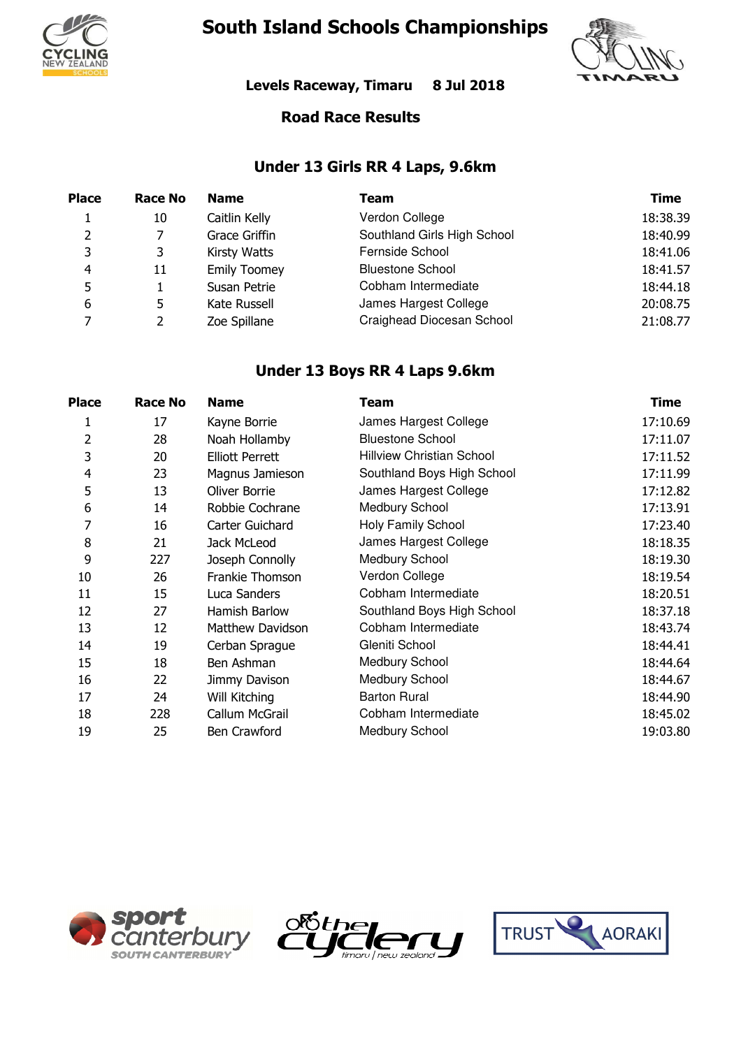# South Island Schools Championships

**Levels Raceway, Timaru 8 Jul 2018**

## Road Race Results

### Under 13 Girls RR 4 Laps, 9.6km

| Place | Race No | Name | Team | Time |
|---|---|---|---|---|
| 1 | 10 | Caitlin Kelly | Verdon College | 18:38.39 |
| 2 | 7 | Grace Griffin | Southland Girls High School | 18:40.99 |
| 3 | 3 | Kirsty Watts | Fernside School | 18:41.06 |
| 4 | 11 | Emily Toomey | Bluestone School | 18:41.57 |
| 5 | 1 | Susan Petrie | Cobham Intermediate | 18:44.18 |
| 6 | 5 | Kate Russell | James Hargest College | 20:08.75 |
| 7 | 2 | Zoe Spillane | Craighead Diocesan School | 21:08.77 |

### Under 13 Boys RR 4 Laps 9.6km

| Place | Race No | Name | Team | Time |
|---|---|---|---|---|
| 1 | 17 | Kayne Borrie | James Hargest College | 17:10.69 |
| 2 | 28 | Noah Hollamby | Bluestone School | 17:11.07 |
| 3 | 20 | Elliott Perrett | Hillview Christian School | 17:11.52 |
| 4 | 23 | Magnus Jamieson | Southland Boys High School | 17:11.99 |
| 5 | 13 | Oliver Borrie | James Hargest College | 17:12.82 |
| 6 | 14 | Robbie Cochrane | Medbury School | 17:13.91 |
| 7 | 16 | Carter Guichard | Holy Family School | 17:23.40 |
| 8 | 21 | Jack McLeod | James Hargest College | 18:18.35 |
| 9 | 227 | Joseph Connolly | Medbury School | 18:19.30 |
| 10 | 26 | Frankie Thomson | Verdon College | 18:19.54 |
| 11 | 15 | Luca Sanders | Cobham Intermediate | 18:20.51 |
| 12 | 27 | Hamish Barlow | Southland Boys High School | 18:37.18 |
| 13 | 12 | Matthew Davidson | Cobham Intermediate | 18:43.74 |
| 14 | 19 | Cerban Sprague | Gleniti School | 18:44.41 |
| 15 | 18 | Ben Ashman | Medbury School | 18:44.64 |
| 16 | 22 | Jimmy Davison | Medbury School | 18:44.67 |
| 17 | 24 | Will Kitching | Barton Rural | 18:44.90 |
| 18 | 228 | Callum McGrail | Cobham Intermediate | 18:45.02 |
| 19 | 25 | Ben Crawford | Medbury School | 19:03.80 |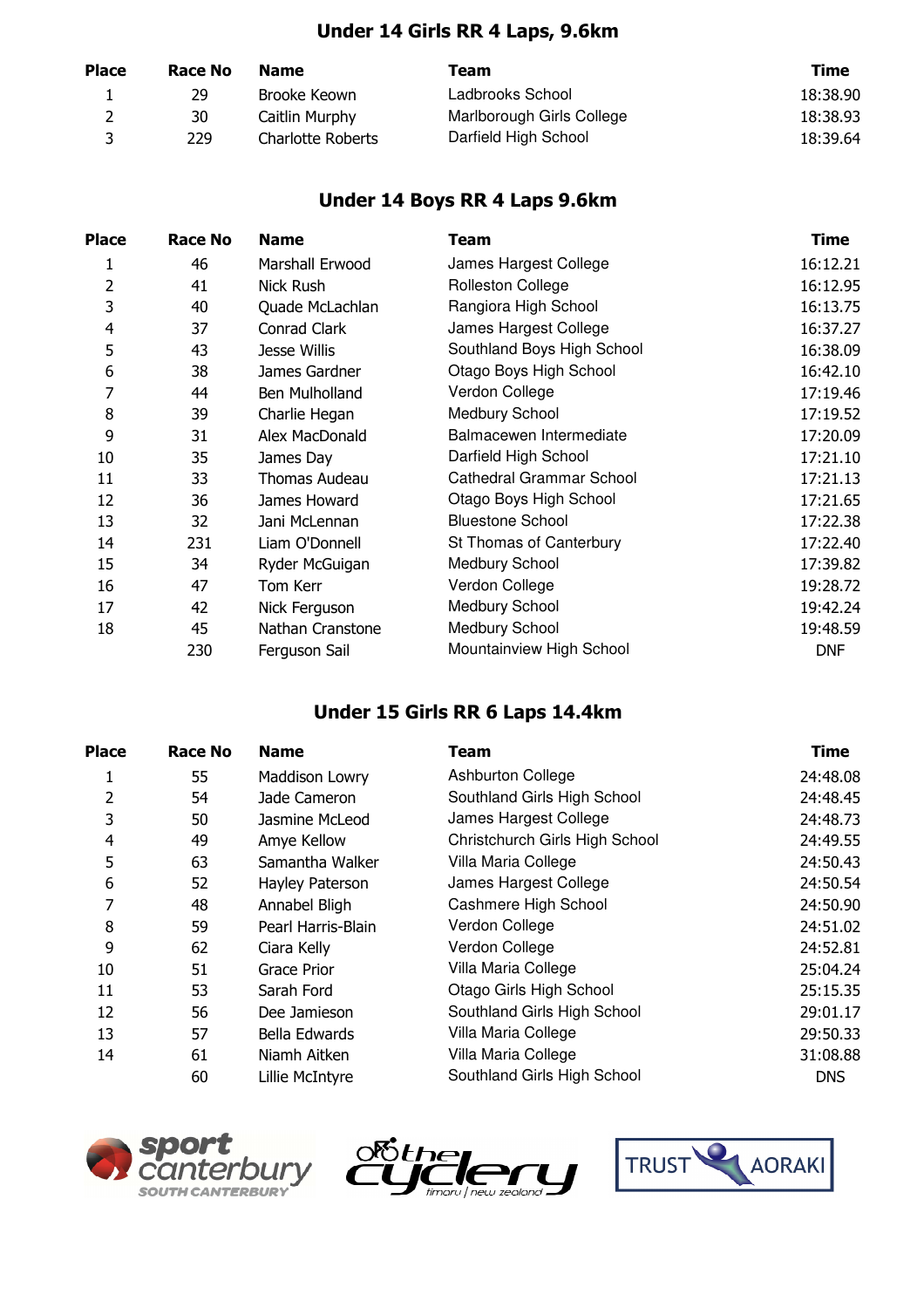## Under 14 Girls RR 4 Laps, 9.6km

| Place | Race No | Name | Team | Time |
|---|---|---|---|---|
| 1 | 29 | Brooke Keown | Ladbrooks School | 18:38.90 |
| 2 | 30 | Caitlin Murphy | Marlborough Girls College | 18:38.93 |
| 3 | 229 | Charlotte Roberts | Darfield High School | 18:39.64 |

## Under 14 Boys RR 4 Laps 9.6km

| Place | Race No | Name | Team | Time |
|---|---|---|---|---|
| 1 | 46 | Marshall Erwood | James Hargest College | 16:12.21 |
| 2 | 41 | Nick Rush | Rolleston College | 16:12.95 |
| 3 | 40 | Quade McLachlan | Rangiora High School | 16:13.75 |
| 4 | 37 | Conrad Clark | James Hargest College | 16:37.27 |
| 5 | 43 | Jesse Willis | Southland Boys High School | 16:38.09 |
| 6 | 38 | James Gardner | Otago Boys High School | 16:42.10 |
| 7 | 44 | Ben Mulholland | Verdon College | 17:19.46 |
| 8 | 39 | Charlie Hegan | Medbury School | 17:19.52 |
| 9 | 31 | Alex MacDonald | Balmacewen Intermediate | 17:20.09 |
| 10 | 35 | James Day | Darfield High School | 17:21.10 |
| 11 | 33 | Thomas Audeau | Cathedral Grammar School | 17:21.13 |
| 12 | 36 | James Howard | Otago Boys High School | 17:21.65 |
| 13 | 32 | Jani McLennan | Bluestone School | 17:22.38 |
| 14 | 231 | Liam O'Donnell | St Thomas of Canterbury | 17:22.40 |
| 15 | 34 | Ryder McGuigan | Medbury School | 17:39.82 |
| 16 | 47 | Tom Kerr | Verdon College | 19:28.72 |
| 17 | 42 | Nick Ferguson | Medbury School | 19:42.24 |
| 18 | 45 | Nathan Cranstone | Medbury School | 19:48.59 |
| | 230 | Ferguson Sail | Mountainview High School | DNF |

## Under 15 Girls RR 6 Laps 14.4km

| Place | Race No | Name | Team | Time |
|---|---|---|---|---|
| 1 | 55 | Maddison Lowry | Ashburton College | 24:48.08 |
| 2 | 54 | Jade Cameron | Southland Girls High School | 24:48.45 |
| 3 | 50 | Jasmine McLeod | James Hargest College | 24:48.73 |
| 4 | 49 | Amye Kellow | Christchurch Girls High School | 24:49.55 |
| 5 | 63 | Samantha Walker | Villa Maria College | 24:50.43 |
| 6 | 52 | Hayley Paterson | James Hargest College | 24:50.54 |
| 7 | 48 | Annabel Bligh | Cashmere High School | 24:50.90 |
| 8 | 59 | Pearl Harris-Blain | Verdon College | 24:51.02 |
| 9 | 62 | Ciara Kelly | Verdon College | 24:52.81 |
| 10 | 51 | Grace Prior | Villa Maria College | 25:04.24 |
| 11 | 53 | Sarah Ford | Otago Girls High School | 25:15.35 |
| 12 | 56 | Dee Jamieson | Southland Girls High School | 29:01.17 |
| 13 | 57 | Bella Edwards | Villa Maria College | 29:50.33 |
| 14 | 61 | Niamh Aitken | Villa Maria College | 31:08.88 |
| | 60 | Lillie McIntyre | Southland Girls High School | DNS |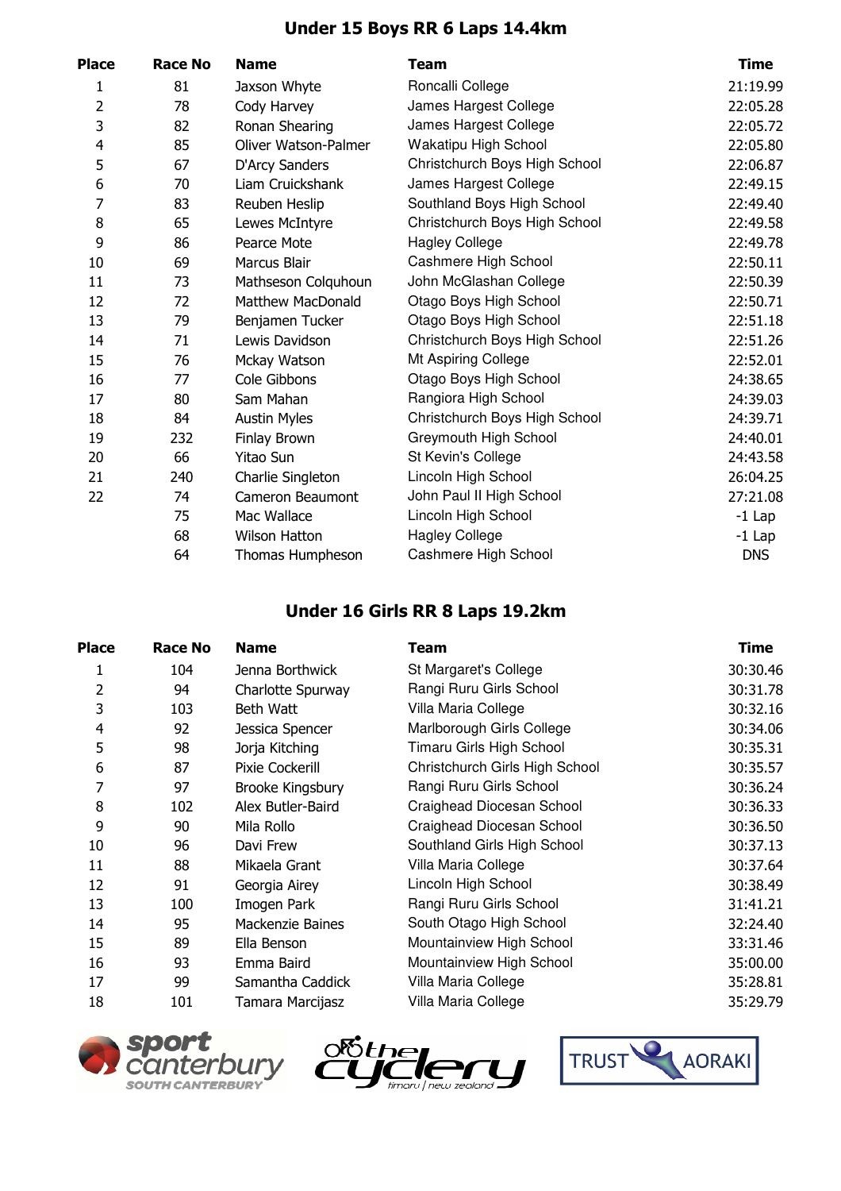## Under 15 Boys RR 6 Laps 14.4km

| Place | Race No | Name | Team | Time |
|---|---|---|---|---|
| 1 | 81 | Jaxson Whyte | Roncalli College | 21:19.99 |
| 2 | 78 | Cody Harvey | James Hargest College | 22:05.28 |
| 3 | 82 | Ronan Shearing | James Hargest College | 22:05.72 |
| 4 | 85 | Oliver Watson-Palmer | Wakatipu High School | 22:05.80 |
| 5 | 67 | D'Arcy Sanders | Christchurch Boys High School | 22:06.87 |
| 6 | 70 | Liam Cruickshank | James Hargest College | 22:49.15 |
| 7 | 83 | Reuben Heslip | Southland Boys High School | 22:49.40 |
| 8 | 65 | Lewes McIntyre | Christchurch Boys High School | 22:49.58 |
| 9 | 86 | Pearce Mote | Hagley College | 22:49.78 |
| 10 | 69 | Marcus Blair | Cashmere High School | 22:50.11 |
| 11 | 73 | Mathseson Colquhoun | John McGlashan College | 22:50.39 |
| 12 | 72 | Matthew MacDonald | Otago Boys High School | 22:50.71 |
| 13 | 79 | Benjamen Tucker | Otago Boys High School | 22:51.18 |
| 14 | 71 | Lewis Davidson | Christchurch Boys High School | 22:51.26 |
| 15 | 76 | Mckay Watson | Mt Aspiring College | 22:52.01 |
| 16 | 77 | Cole Gibbons | Otago Boys High School | 24:38.65 |
| 17 | 80 | Sam Mahan | Rangiora High School | 24:39.03 |
| 18 | 84 | Austin Myles | Christchurch Boys High School | 24:39.71 |
| 19 | 232 | Finlay Brown | Greymouth High School | 24:40.01 |
| 20 | 66 | Yitao Sun | St Kevin's College | 24:43.58 |
| 21 | 240 | Charlie Singleton | Lincoln High School | 26:04.25 |
| 22 | 74 | Cameron Beaumont | John Paul II High School | 27:21.08 |
| | 75 | Mac Wallace | Lincoln High School | -1 Lap |
| | 68 | Wilson Hatton | Hagley College | -1 Lap |
| | 64 | Thomas Humpheson | Cashmere High School | DNS |

## Under 16 Girls RR 8 Laps 19.2km

| Place | Race No | Name | Team | Time |
|---|---|---|---|---|
| 1 | 104 | Jenna Borthwick | St Margaret's College | 30:30.46 |
| 2 | 94 | Charlotte Spurway | Rangi Ruru Girls School | 30:31.78 |
| 3 | 103 | Beth Watt | Villa Maria College | 30:32.16 |
| 4 | 92 | Jessica Spencer | Marlborough Girls College | 30:34.06 |
| 5 | 98 | Jorja Kitching | Timaru Girls High School | 30:35.31 |
| 6 | 87 | Pixie Cockerill | Christchurch Girls High School | 30:35.57 |
| 7 | 97 | Brooke Kingsbury | Rangi Ruru Girls School | 30:36.24 |
| 8 | 102 | Alex Butler-Baird | Craighead Diocesan School | 30:36.33 |
| 9 | 90 | Mila Rollo | Craighead Diocesan School | 30:36.50 |
| 10 | 96 | Davi Frew | Southland Girls High School | 30:37.13 |
| 11 | 88 | Mikaela Grant | Villa Maria College | 30:37.64 |
| 12 | 91 | Georgia Airey | Lincoln High School | 30:38.49 |
| 13 | 100 | Imogen Park | Rangi Ruru Girls School | 31:41.21 |
| 14 | 95 | Mackenzie Baines | South Otago High School | 32:24.40 |
| 15 | 89 | Ella Benson | Mountainview High School | 33:31.46 |
| 16 | 93 | Emma Baird | Mountainview High School | 35:00.00 |
| 17 | 99 | Samantha Caddick | Villa Maria College | 35:28.81 |
| 18 | 101 | Tamara Marcijasz | Villa Maria College | 35:29.79 |

sport canterbury SOUTH CANTERBURY | the cyclery timaru | new zealand | TRUST AORAKI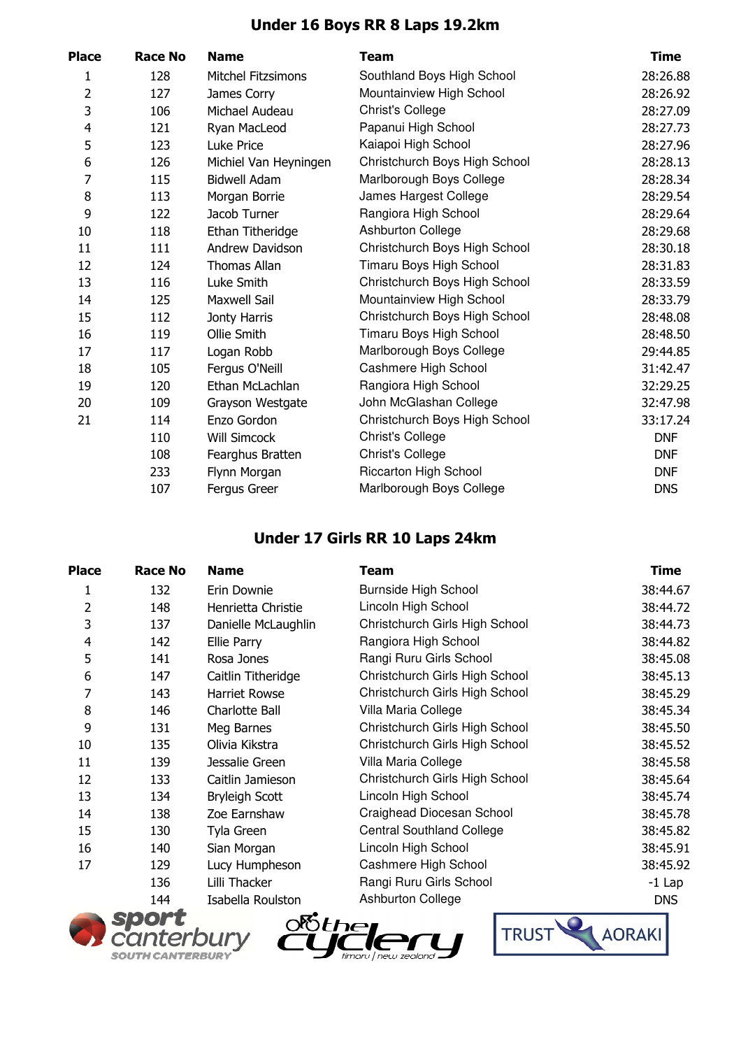## Under 16 Boys RR 8 Laps 19.2km

| Place | Race No | Name | Team | Time |
|---|---|---|---|---|
| 1 | 128 | Mitchel Fitzsimons | Southland Boys High School | 28:26.88 |
| 2 | 127 | James Corry | Mountainview High School | 28:26.92 |
| 3 | 106 | Michael Audeau | Christ's College | 28:27.09 |
| 4 | 121 | Ryan MacLeod | Papanui High School | 28:27.73 |
| 5 | 123 | Luke Price | Kaiapoi High School | 28:27.96 |
| 6 | 126 | Michiel Van Heyningen | Christchurch Boys High School | 28:28.13 |
| 7 | 115 | Bidwell Adam | Marlborough Boys College | 28:28.34 |
| 8 | 113 | Morgan Borrie | James Hargest College | 28:29.54 |
| 9 | 122 | Jacob Turner | Rangiora High School | 28:29.64 |
| 10 | 118 | Ethan Titheridge | Ashburton College | 28:29.68 |
| 11 | 111 | Andrew Davidson | Christchurch Boys High School | 28:30.18 |
| 12 | 124 | Thomas Allan | Timaru Boys High School | 28:31.83 |
| 13 | 116 | Luke Smith | Christchurch Boys High School | 28:33.59 |
| 14 | 125 | Maxwell Sail | Mountainview High School | 28:33.79 |
| 15 | 112 | Jonty Harris | Christchurch Boys High School | 28:48.08 |
| 16 | 119 | Ollie Smith | Timaru Boys High School | 28:48.50 |
| 17 | 117 | Logan Robb | Marlborough Boys College | 29:44.85 |
| 18 | 105 | Fergus O'Neill | Cashmere High School | 31:42.47 |
| 19 | 120 | Ethan McLachlan | Rangiora High School | 32:29.25 |
| 20 | 109 | Grayson Westgate | John McGlashan College | 32:47.98 |
| 21 | 114 | Enzo Gordon | Christchurch Boys High School | 33:17.24 |
|  | 110 | Will Simcock | Christ's College | DNF |
|  | 108 | Fearghus Bratten | Christ's College | DNF |
|  | 233 | Flynn Morgan | Riccarton High School | DNF |
|  | 107 | Fergus Greer | Marlborough Boys College | DNS |

## Under 17 Girls RR 10 Laps 24km

| Place | Race No | Name | Team | Time |
|---|---|---|---|---|
| 1 | 132 | Erin Downie | Burnside High School | 38:44.67 |
| 2 | 148 | Henrietta Christie | Lincoln High School | 38:44.72 |
| 3 | 137 | Danielle McLaughlin | Christchurch Girls High School | 38:44.73 |
| 4 | 142 | Ellie Parry | Rangiora High School | 38:44.82 |
| 5 | 141 | Rosa Jones | Rangi Ruru Girls School | 38:45.08 |
| 6 | 147 | Caitlin Titheridge | Christchurch Girls High School | 38:45.13 |
| 7 | 143 | Harriet Rowse | Christchurch Girls High School | 38:45.29 |
| 8 | 146 | Charlotte Ball | Villa Maria College | 38:45.34 |
| 9 | 131 | Meg Barnes | Christchurch Girls High School | 38:45.50 |
| 10 | 135 | Olivia Kikstra | Christchurch Girls High School | 38:45.52 |
| 11 | 139 | Jessalie Green | Villa Maria College | 38:45.58 |
| 12 | 133 | Caitlin Jamieson | Christchurch Girls High School | 38:45.64 |
| 13 | 134 | Bryleigh Scott | Lincoln High School | 38:45.74 |
| 14 | 138 | Zoe Earnshaw | Craighead Diocesan School | 38:45.78 |
| 15 | 130 | Tyla Green | Central Southland College | 38:45.82 |
| 16 | 140 | Sian Morgan | Lincoln High School | 38:45.91 |
| 17 | 129 | Lucy Humpheson | Cashmere High School | 38:45.92 |
|  | 136 | Lilli Thacker | Rangi Ruru Girls School | -1 Lap |
|  | 144 | Isabella Roulston | Ashburton College | DNS |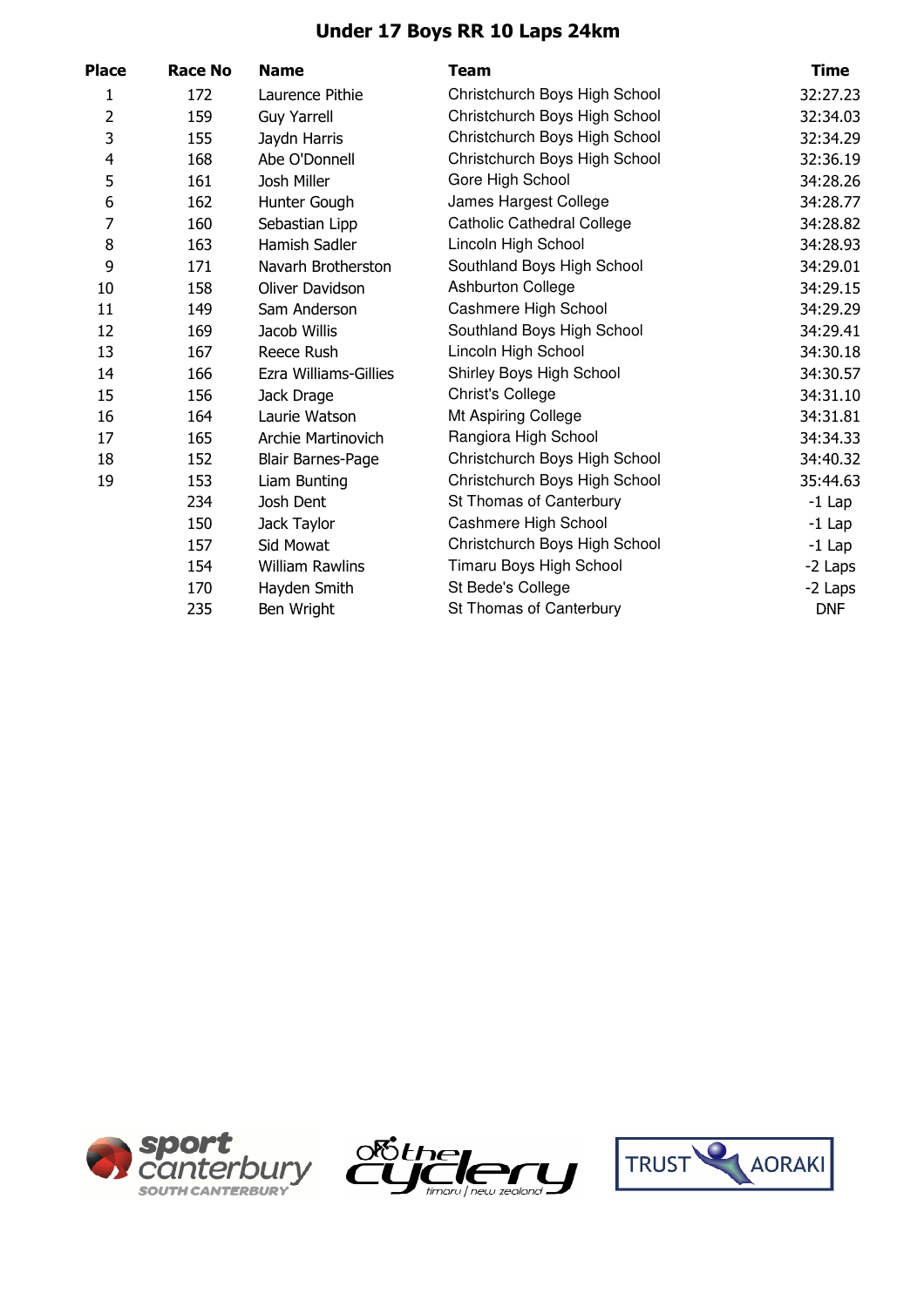# Under 17 Boys RR 10 Laps 24km

| Place | Race No | Name | Team | Time |
|---|---|---|---|---|
| 1 | 172 | Laurence Pithie | Christchurch Boys High School | 32:27.23 |
| 2 | 159 | Guy Yarrell | Christchurch Boys High School | 32:34.03 |
| 3 | 155 | Jaydn Harris | Christchurch Boys High School | 32:34.29 |
| 4 | 168 | Abe O'Donnell | Christchurch Boys High School | 32:36.19 |
| 5 | 161 | Josh Miller | Gore High School | 34:28.26 |
| 6 | 162 | Hunter Gough | James Hargest College | 34:28.77 |
| 7 | 160 | Sebastian Lipp | Catholic Cathedral College | 34:28.82 |
| 8 | 163 | Hamish Sadler | Lincoln High School | 34:28.93 |
| 9 | 171 | Navarh Brotherston | Southland Boys High School | 34:29.01 |
| 10 | 158 | Oliver Davidson | Ashburton College | 34:29.15 |
| 11 | 149 | Sam Anderson | Cashmere High School | 34:29.29 |
| 12 | 169 | Jacob Willis | Southland Boys High School | 34:29.41 |
| 13 | 167 | Reece Rush | Lincoln High School | 34:30.18 |
| 14 | 166 | Ezra Williams-Gillies | Shirley Boys High School | 34:30.57 |
| 15 | 156 | Jack Drage | Christ's College | 34:31.10 |
| 16 | 164 | Laurie Watson | Mt Aspiring College | 34:31.81 |
| 17 | 165 | Archie Martinovich | Rangiora High School | 34:34.33 |
| 18 | 152 | Blair Barnes-Page | Christchurch Boys High School | 34:40.32 |
| 19 | 153 | Liam Bunting | Christchurch Boys High School | 35:44.63 |
| | 234 | Josh Dent | St Thomas of Canterbury | -1 Lap |
| | 150 | Jack Taylor | Cashmere High School | -1 Lap |
| | 157 | Sid Mowat | Christchurch Boys High School | -1 Lap |
| | 154 | William Rawlins | Timaru Boys High School | -2 Laps |
| | 170 | Hayden Smith | St Bede's College | -2 Laps |
| | 235 | Ben Wright | St Thomas of Canterbury | DNF |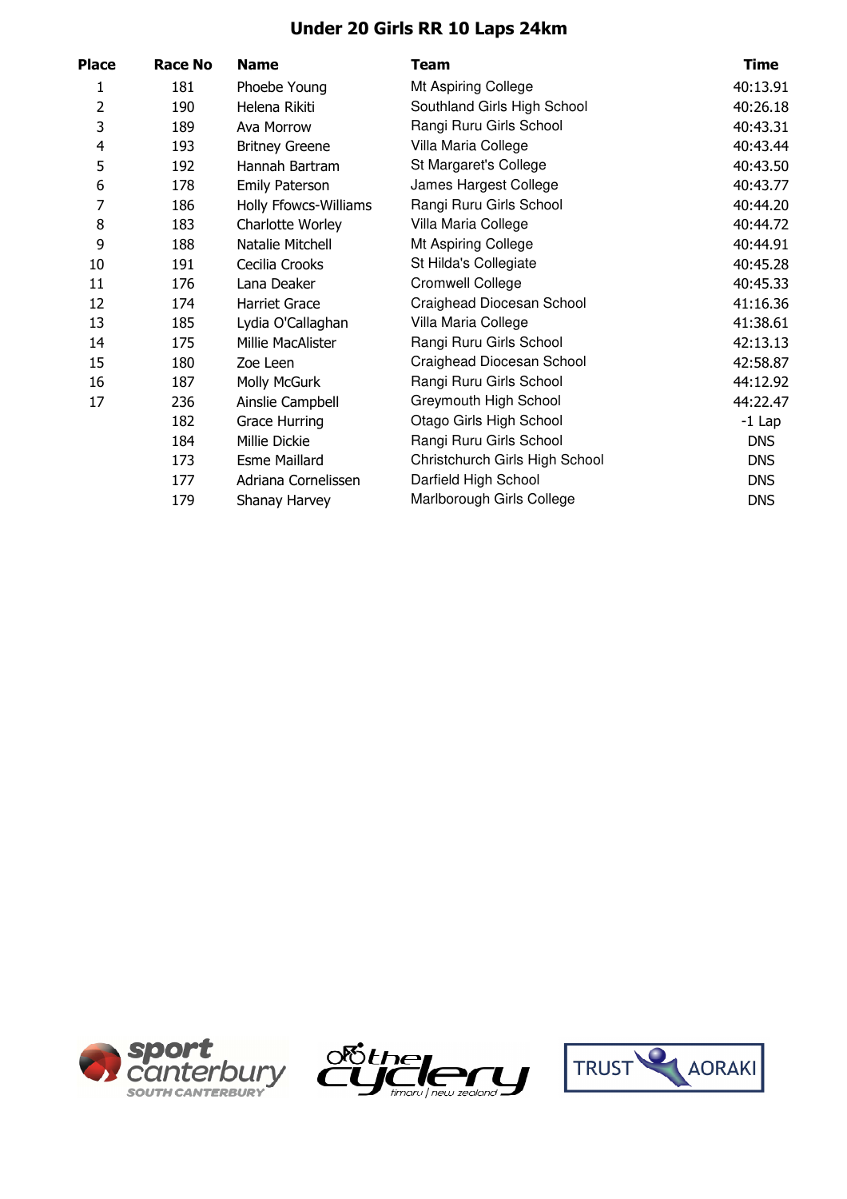# Under 20 Girls RR 10 Laps 24km

| Place | Race No | Name | Team | Time |
|---|---|---|---|---|
| 1 | 181 | Phoebe Young | Mt Aspiring College | 40:13.91 |
| 2 | 190 | Helena Rikiti | Southland Girls High School | 40:26.18 |
| 3 | 189 | Ava Morrow | Rangi Ruru Girls School | 40:43.31 |
| 4 | 193 | Britney Greene | Villa Maria College | 40:43.44 |
| 5 | 192 | Hannah Bartram | St Margaret's College | 40:43.50 |
| 6 | 178 | Emily Paterson | James Hargest College | 40:43.77 |
| 7 | 186 | Holly Ffowcs-Williams | Rangi Ruru Girls School | 40:44.20 |
| 8 | 183 | Charlotte Worley | Villa Maria College | 40:44.72 |
| 9 | 188 | Natalie Mitchell | Mt Aspiring College | 40:44.91 |
| 10 | 191 | Cecilia Crooks | St Hilda's Collegiate | 40:45.28 |
| 11 | 176 | Lana Deaker | Cromwell College | 40:45.33 |
| 12 | 174 | Harriet Grace | Craighead Diocesan School | 41:16.36 |
| 13 | 185 | Lydia O'Callaghan | Villa Maria College | 41:38.61 |
| 14 | 175 | Millie MacAlister | Rangi Ruru Girls School | 42:13.13 |
| 15 | 180 | Zoe Leen | Craighead Diocesan School | 42:58.87 |
| 16 | 187 | Molly McGurk | Rangi Ruru Girls School | 44:12.92 |
| 17 | 236 | Ainslie Campbell | Greymouth High School | 44:22.47 |
| | 182 | Grace Hurring | Otago Girls High School | -1 Lap |
| | 184 | Millie Dickie | Rangi Ruru Girls School | DNS |
| | 173 | Esme Maillard | Christchurch Girls High School | DNS |
| | 177 | Adriana Cornelissen | Darfield High School | DNS |
| | 179 | Shanay Harvey | Marlborough Girls College | DNS |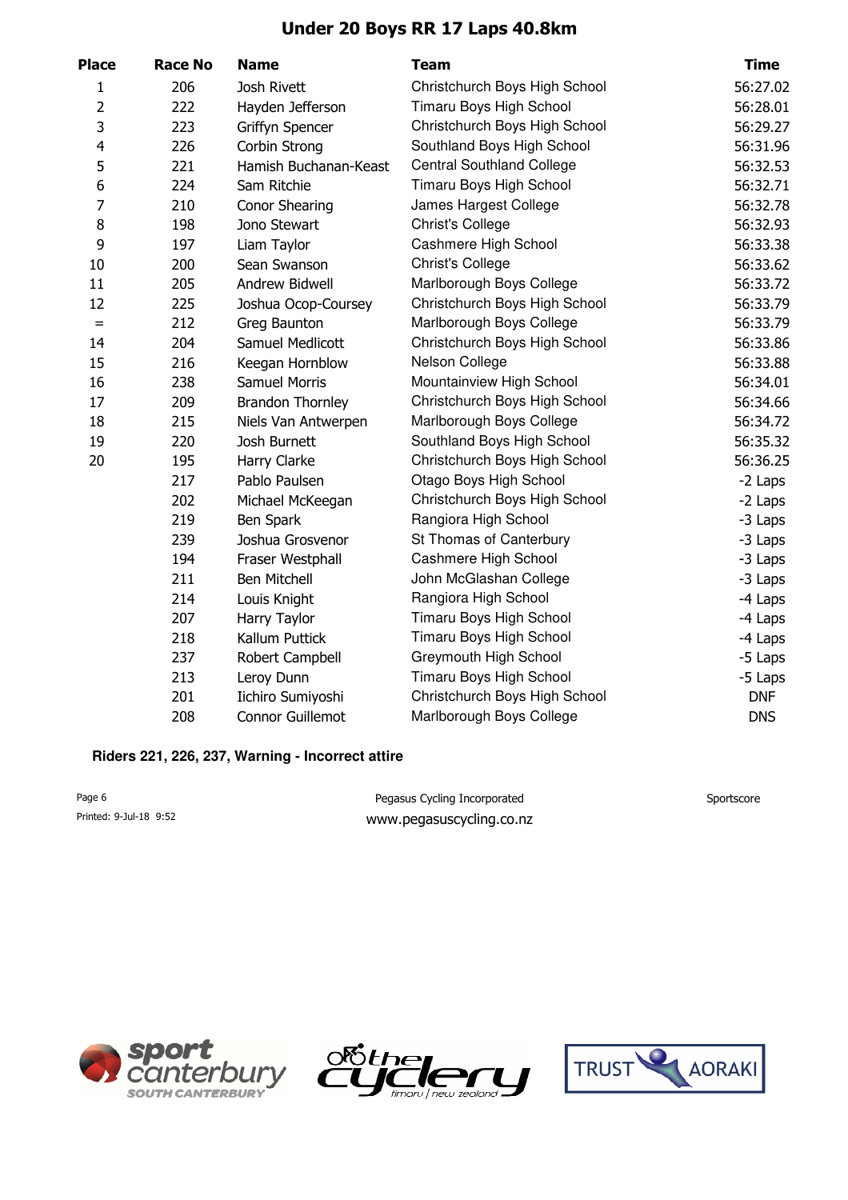# Under 20 Boys RR 17 Laps 40.8km

| Place | Race No | Name | Team | Time |
|---|---|---|---|---|
| 1 | 206 | Josh Rivett | Christchurch Boys High School | 56:27.02 |
| 2 | 222 | Hayden Jefferson | Timaru Boys High School | 56:28.01 |
| 3 | 223 | Griffyn Spencer | Christchurch Boys High School | 56:29.27 |
| 4 | 226 | Corbin Strong | Southland Boys High School | 56:31.96 |
| 5 | 221 | Hamish Buchanan-Keast | Central Southland College | 56:32.53 |
| 6 | 224 | Sam Ritchie | Timaru Boys High School | 56:32.71 |
| 7 | 210 | Conor Shearing | James Hargest College | 56:32.78 |
| 8 | 198 | Jono Stewart | Christ's College | 56:32.93 |
| 9 | 197 | Liam Taylor | Cashmere High School | 56:33.38 |
| 10 | 200 | Sean Swanson | Christ's College | 56:33.62 |
| 11 | 205 | Andrew Bidwell | Marlborough Boys College | 56:33.72 |
| 12 | 225 | Joshua Ocop-Coursey | Christchurch Boys High School | 56:33.79 |
| = | 212 | Greg Baunton | Marlborough Boys College | 56:33.79 |
| 14 | 204 | Samuel Medlicott | Christchurch Boys High School | 56:33.86 |
| 15 | 216 | Keegan Hornblow | Nelson College | 56:33.88 |
| 16 | 238 | Samuel Morris | Mountainview High School | 56:34.01 |
| 17 | 209 | Brandon Thornley | Christchurch Boys High School | 56:34.66 |
| 18 | 215 | Niels Van Antwerpen | Marlborough Boys College | 56:34.72 |
| 19 | 220 | Josh Burnett | Southland Boys High School | 56:35.32 |
| 20 | 195 | Harry Clarke | Christchurch Boys High School | 56:36.25 |
| | 217 | Pablo Paulsen | Otago Boys High School | -2 Laps |
| | 202 | Michael McKeegan | Christchurch Boys High School | -2 Laps |
| | 219 | Ben Spark | Rangiora High School | -3 Laps |
| | 239 | Joshua Grosvenor | St Thomas of Canterbury | -3 Laps |
| | 194 | Fraser Westphall | Cashmere High School | -3 Laps |
| | 211 | Ben Mitchell | John McGlashan College | -3 Laps |
| | 214 | Louis Knight | Rangiora High School | -4 Laps |
| | 207 | Harry Taylor | Timaru Boys High School | -4 Laps |
| | 218 | Kallum Puttick | Timaru Boys High School | -4 Laps |
| | 237 | Robert Campbell | Greymouth High School | -5 Laps |
| | 213 | Leroy Dunn | Timaru Boys High School | -5 Laps |
| | 201 | Iichiro Sumiyoshi | Christchurch Boys High School | DNF |
| | 208 | Connor Guillemot | Marlborough Boys College | DNS |

**Riders 221, 226, 237, Warning - Incorrect attire**

Printed: 9-Jul-18 9:52

Pegasus Cycling Incorporated
www.pegasuscycling.co.nz

Sportscore